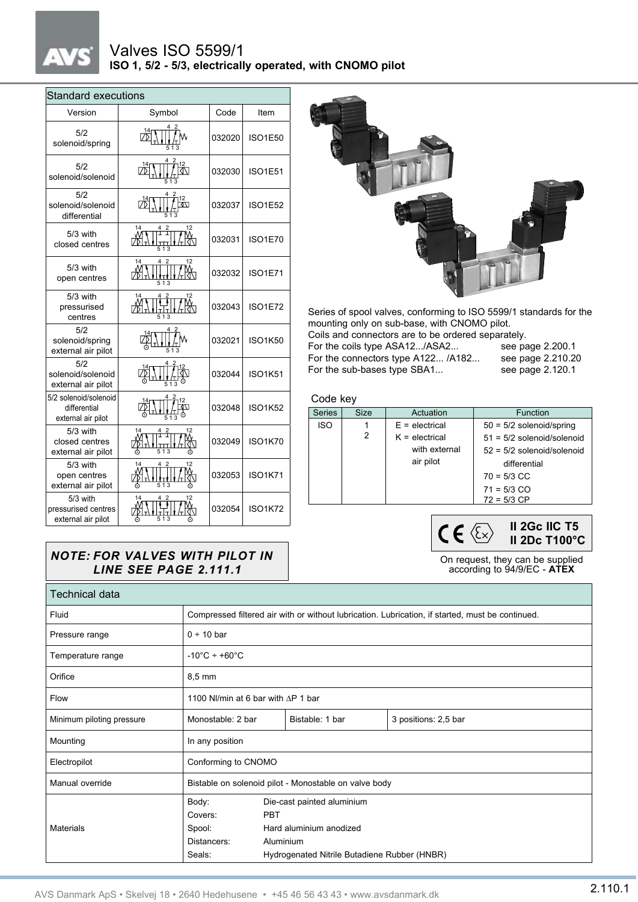# Valves ISO 5599/1

**ISO 1, 5/2 - 5/3, electrically operated, with CNOMO pilot**

## Standard executions

| Version | Symbol | Code | Item |
|---|---|---|---|
| 5/2 solenoid/spring | | 032020 | ISO1E50 |
| 5/2 solenoid/solenoid | | 032030 | ISO1E51 |
| 5/2 solenoid/solenoid differential | | 032037 | ISO1E52 |
| 5/3 with closed centres | | 032031 | ISO1E70 |
| 5/3 with open centres | | 032032 | ISO1E71 |
| 5/3 with pressurised centres | | 032043 | ISO1E72 |
| 5/2 solenoid/spring external air pilot | | 032021 | ISO1K50 |
| 5/2 solenoid/solenoid external air pilot | | 032044 | ISO1K51 |
| 5/2 solenoid/solenoid differential external air pilot | | 032048 | ISO1K52 |
| 5/3 with closed centres external air pilot | | 032049 | ISO1K70 |
| 5/3 with open centres external air pilot | | 032053 | ISO1K71 |
| 5/3 with pressurised centres external air pilot | | 032054 | ISO1K72 |

***NOTE: FOR VALVES WITH PILOT IN LINE SEE PAGE 2.111.1***

Series of spool valves, conforming to ISO 5599/1 standards for the mounting only on sub-base, with CNOMO pilot.
Coils and connectors are to be ordered separately.

| | |
|---|---|
| For the coils type ASA12.../ASA2... | see page 2.200.1 |
| For the connectors type A122... /A182... | see page 2.210.20 |
| For the sub-bases type SBA1... | see page 2.120.1 |

### Code key

| Series | Size | Actuation | Function |
|---|---|---|---|
| ISO | 1<br>2 | E = electrical<br>K = electrical with external air pilot | 50 = 5/2 solenoid/spring<br>51 = 5/2 solenoid/solenoid<br>52 = 5/2 solenoid/solenoid differential<br>70 = 5/3 CC<br>71 = 5/3 CO<br>72 = 5/3 CP |

**II 2Gc IIC T5**
**II 2Dc T100°C**

On request, they can be supplied according to 94/9/EC - **ATEX**

## Technical data

| | | | |
|---|---|---|---|
| Fluid | Compressed filtered air with or without lubrication. Lubrication, if started, must be continued. | | |
| Pressure range | 0 ÷ 10 bar | | |
| Temperature range | -10°C ÷ +60°C | | |
| Orifice | 8,5 mm | | |
| Flow | 1100 Nl/min at 6 bar with ΔP 1 bar | | |
| Minimum piloting pressure | Monostable: 2 bar | Bistable: 1 bar | 3 positions: 2,5 bar |
| Mounting | In any position | | |
| Electropilot | Conforming to CNOMO | | |
| Manual override | Bistable on solenoid pilot - Monostable on valve body | | |
| Materials | Body: Die-cast painted aluminium<br>Covers: PBT<br>Spool: Hard aluminium anodized<br>Distancers: Aluminium<br>Seals: Hydrogenated Nitrile Butadiene Rubber (HNBR) | | |

AVS Danmark ApS • Skelvej 18 • 2640 Hedehusene • +45 46 56 43 43 • www.avsdanmark.dk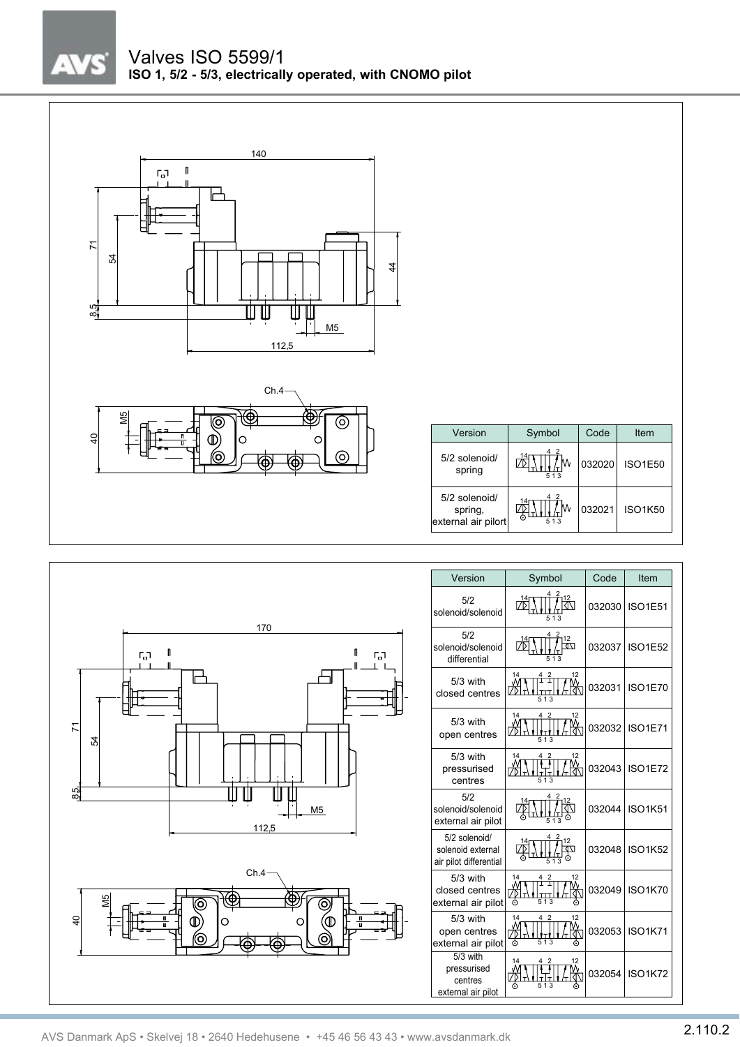# Valves ISO 5599/1

**ISO 1, 5/2 - 5/3, electrically operated, with CNOMO pilot**

140

71

54

8,5

44

M5

112,5

Ch.4

M5

40

| Version | Symbol | Code | Item |
|---|---|---|---|
| 5/2 solenoid/ spring | | 032020 | ISO1E50 |
| 5/2 solenoid/ spring, external air pilort | | 032021 | ISO1K50 |

170

71

54

8,5

M5

112,5

Ch.4

M5

40

| Version | Symbol | Code | Item |
|---|---|---|---|
| 5/2 solenoid/solenoid | | 032030 | ISO1E51 |
| 5/2 solenoid/solenoid differential | | 032037 | ISO1E52 |
| 5/3 with closed centres | | 032031 | ISO1E70 |
| 5/3 with open centres | | 032032 | ISO1E71 |
| 5/3 with pressurised centres | | 032043 | ISO1E72 |
| 5/2 solenoid/solenoid external air pilot | | 032044 | ISO1K51 |
| 5/2 solenoid/ solenoid external air pilot differential | | 032048 | ISO1K52 |
| 5/3 with closed centres external air pilot | | 032049 | ISO1K70 |
| 5/3 with open centres external air pilot | | 032053 | ISO1K71 |
| 5/3 with pressurised centres external air pilot | | 032054 | ISO1K72 |

AVS Danmark ApS • Skelvej 18 • 2640 Hedehusene • +45 46 56 43 43 • www.avsdanmark.dk